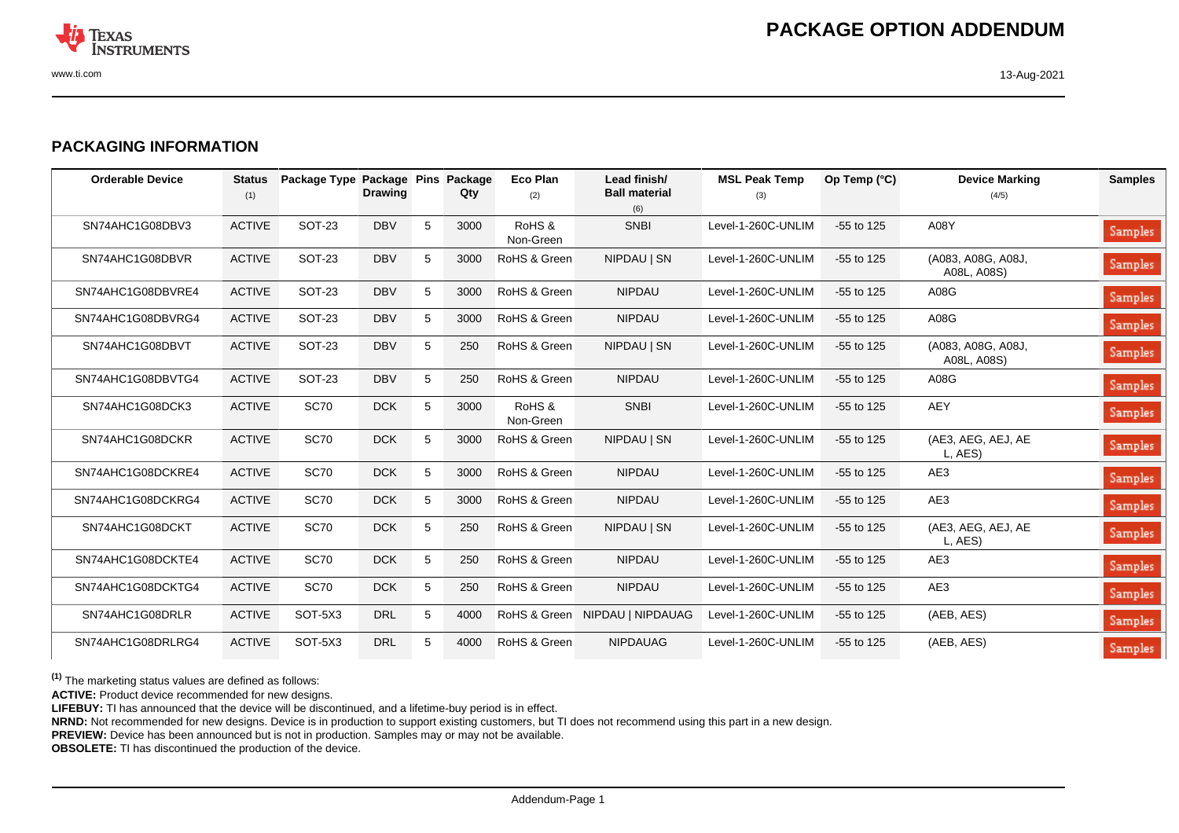# PACKAGE OPTION ADDENDUM

## PACKAGING INFORMATION

| Orderable Device | Status (1) | Package Type | Package Drawing | Pins | Package Qty | Eco Plan (2) | Lead finish/ Ball material (6) | MSL Peak Temp (3) | Op Temp (°C) | Device Marking (4/5) | Samples |
|---|---|---|---|---|---|---|---|---|---|---|---|
| SN74AHC1G08DBV3 | ACTIVE | SOT-23 | DBV | 5 | 3000 | RoHS & Non-Green | SNBI | Level-1-260C-UNLIM | -55 to 125 | A08Y | Samples |
| SN74AHC1G08DBVR | ACTIVE | SOT-23 | DBV | 5 | 3000 | RoHS & Green | NIPDAU \| SN | Level-1-260C-UNLIM | -55 to 125 | (A083, A08G, A08J, A08L, A08S) | Samples |
| SN74AHC1G08DBVRE4 | ACTIVE | SOT-23 | DBV | 5 | 3000 | RoHS & Green | NIPDAU | Level-1-260C-UNLIM | -55 to 125 | A08G | Samples |
| SN74AHC1G08DBVRG4 | ACTIVE | SOT-23 | DBV | 5 | 3000 | RoHS & Green | NIPDAU | Level-1-260C-UNLIM | -55 to 125 | A08G | Samples |
| SN74AHC1G08DBVT | ACTIVE | SOT-23 | DBV | 5 | 250 | RoHS & Green | NIPDAU \| SN | Level-1-260C-UNLIM | -55 to 125 | (A083, A08G, A08J, A08L, A08S) | Samples |
| SN74AHC1G08DBVTG4 | ACTIVE | SOT-23 | DBV | 5 | 250 | RoHS & Green | NIPDAU | Level-1-260C-UNLIM | -55 to 125 | A08G | Samples |
| SN74AHC1G08DCK3 | ACTIVE | SC70 | DCK | 5 | 3000 | RoHS & Non-Green | SNBI | Level-1-260C-UNLIM | -55 to 125 | AEY | Samples |
| SN74AHC1G08DCKR | ACTIVE | SC70 | DCK | 5 | 3000 | RoHS & Green | NIPDAU \| SN | Level-1-260C-UNLIM | -55 to 125 | (AE3, AEG, AEJ, AE L, AES) | Samples |
| SN74AHC1G08DCKRE4 | ACTIVE | SC70 | DCK | 5 | 3000 | RoHS & Green | NIPDAU | Level-1-260C-UNLIM | -55 to 125 | AE3 | Samples |
| SN74AHC1G08DCKRG4 | ACTIVE | SC70 | DCK | 5 | 3000 | RoHS & Green | NIPDAU | Level-1-260C-UNLIM | -55 to 125 | AE3 | Samples |
| SN74AHC1G08DCKT | ACTIVE | SC70 | DCK | 5 | 250 | RoHS & Green | NIPDAU \| SN | Level-1-260C-UNLIM | -55 to 125 | (AE3, AEG, AEJ, AE L, AES) | Samples |
| SN74AHC1G08DCKTE4 | ACTIVE | SC70 | DCK | 5 | 250 | RoHS & Green | NIPDAU | Level-1-260C-UNLIM | -55 to 125 | AE3 | Samples |
| SN74AHC1G08DCKTG4 | ACTIVE | SC70 | DCK | 5 | 250 | RoHS & Green | NIPDAU | Level-1-260C-UNLIM | -55 to 125 | AE3 | Samples |
| SN74AHC1G08DRLR | ACTIVE | SOT-5X3 | DRL | 5 | 4000 | RoHS & Green | NIPDAU \| NIPDAUAG | Level-1-260C-UNLIM | -55 to 125 | (AEB, AES) | Samples |
| SN74AHC1G08DRLRG4 | ACTIVE | SOT-5X3 | DRL | 5 | 4000 | RoHS & Green | NIPDAUAG | Level-1-260C-UNLIM | -55 to 125 | (AEB, AES) | Samples |

(1) The marketing status values are defined as follows:

**ACTIVE:** Product device recommended for new designs.

**LIFEBUY:** TI has announced that the device will be discontinued, and a lifetime-buy period is in effect.

**NRND:** Not recommended for new designs. Device is in production to support existing customers, but TI does not recommend using this part in a new design.

**PREVIEW:** Device has been announced but is not in production. Samples may or may not be available.

**OBSOLETE:** TI has discontinued the production of the device.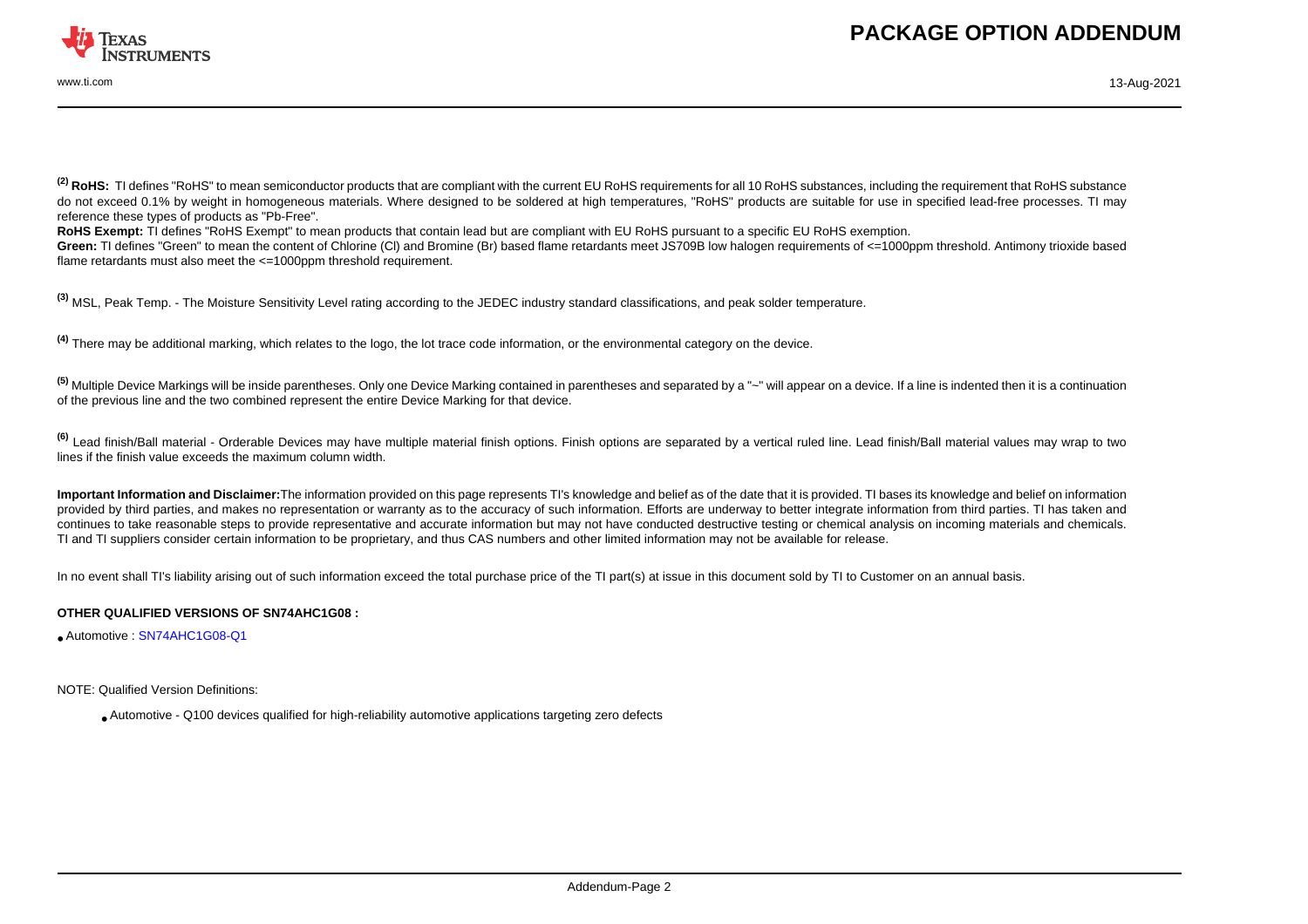[(2)] **RoHS:** TI defines "RoHS" to mean semiconductor products that are compliant with the current EU RoHS requirements for all 10 RoHS substances, including the requirement that RoHS substance do not exceed 0.1% by weight in homogeneous materials. Where designed to be soldered at high temperatures, "RoHS" products are suitable for use in specified lead-free processes. TI may reference these types of products as "Pb-Free".

**RoHS Exempt:** TI defines "RoHS Exempt" to mean products that contain lead but are compliant with EU RoHS pursuant to a specific EU RoHS exemption.

**Green:** TI defines "Green" to mean the content of Chlorine (Cl) and Bromine (Br) based flame retardants meet JS709B low halogen requirements of <=1000ppm threshold. Antimony trioxide based flame retardants must also meet the <=1000ppm threshold requirement.

[(3)] MSL, Peak Temp. - The Moisture Sensitivity Level rating according to the JEDEC industry standard classifications, and peak solder temperature.

[(4)] There may be additional marking, which relates to the logo, the lot trace code information, or the environmental category on the device.

[(5)] Multiple Device Markings will be inside parentheses. Only one Device Marking contained in parentheses and separated by a "~" will appear on a device. If a line is indented then it is a continuation of the previous line and the two combined represent the entire Device Marking for that device.

[(6)] Lead finish/Ball material - Orderable Devices may have multiple material finish options. Finish options are separated by a vertical ruled line. Lead finish/Ball material values may wrap to two lines if the finish value exceeds the maximum column width.

**Important Information and Disclaimer:** The information provided on this page represents TI's knowledge and belief as of the date that it is provided. TI bases its knowledge and belief on information provided by third parties, and makes no representation or warranty as to the accuracy of such information. Efforts are underway to better integrate information from third parties. TI has taken and continues to take reasonable steps to provide representative and accurate information but may not have conducted destructive testing or chemical analysis on incoming materials and chemicals. TI and TI suppliers consider certain information to be proprietary, and thus CAS numbers and other limited information may not be available for release.

In no event shall TI's liability arising out of such information exceed the total purchase price of the TI part(s) at issue in this document sold by TI to Customer on an annual basis.

**OTHER QUALIFIED VERSIONS OF SN74AHC1G08 :**

- Automotive : SN74AHC1G08-Q1

NOTE: Qualified Version Definitions:

- Automotive - Q100 devices qualified for high-reliability automotive applications targeting zero defects